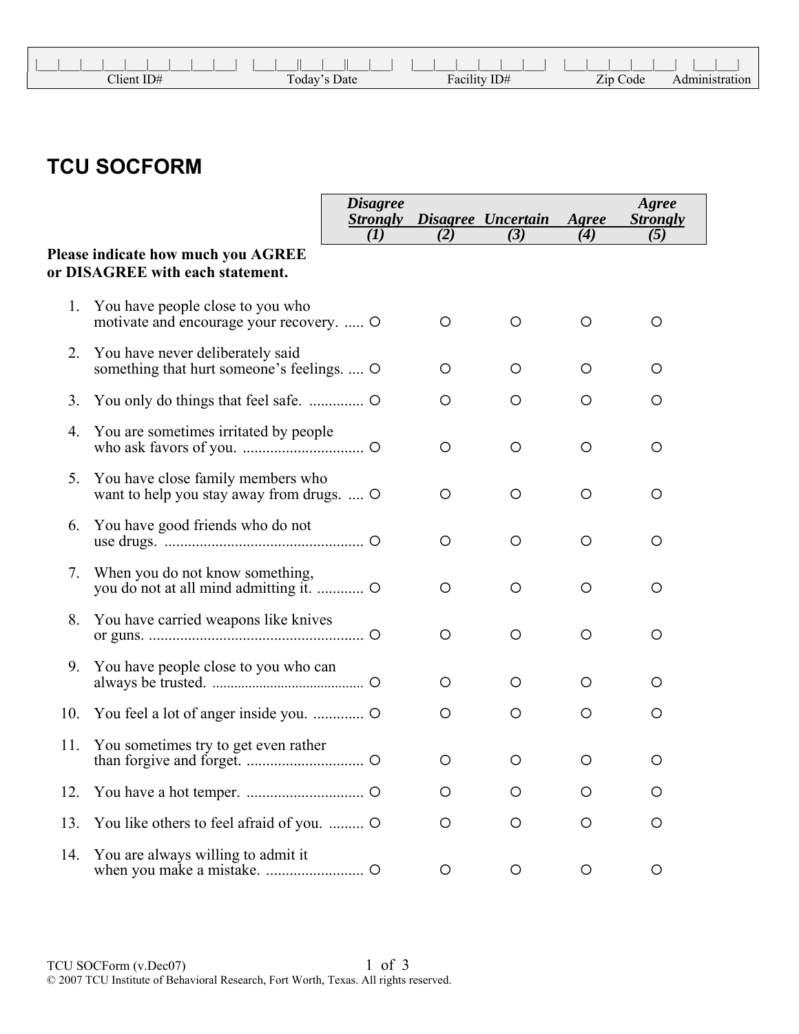| Client ID# | Today's Date | Facility ID# | Zip Code | Administration |
|---|---|---|---|---|
| \_\_\_\_\_\_\_\_\_\_ | \_\_/\_\_/\_\_ | \_\_\_\_\_\_\_ | \_\_\_\_\_ | \_\_ |

# TCU SOCFORM

**Please indicate how much you AGREE or DISAGREE with each statement.**

| | ***Disagree Strongly*** *(1)* | ***Disagree*** *(2)* | ***Uncertain*** *(3)* | ***Agree*** *(4)* | ***Agree Strongly*** *(5)* |
|---|---|---|---|---|---|
| 1. You have people close to you who motivate and encourage your recovery. | ○ | ○ | ○ | ○ | ○ |
| 2. You have never deliberately said something that hurt someone's feelings. | ○ | ○ | ○ | ○ | ○ |
| 3. You only do things that feel safe. | ○ | ○ | ○ | ○ | ○ |
| 4. You are sometimes irritated by people who ask favors of you. | ○ | ○ | ○ | ○ | ○ |
| 5. You have close family members who want to help you stay away from drugs. | ○ | ○ | ○ | ○ | ○ |
| 6. You have good friends who do not use drugs. | ○ | ○ | ○ | ○ | ○ |
| 7. When you do not know something, you do not at all mind admitting it. | ○ | ○ | ○ | ○ | ○ |
| 8. You have carried weapons like knives or guns. | ○ | ○ | ○ | ○ | ○ |
| 9. You have people close to you who can always be trusted. | ○ | ○ | ○ | ○ | ○ |
| 10. You feel a lot of anger inside you. | ○ | ○ | ○ | ○ | ○ |
| 11. You sometimes try to get even rather than forgive and forget. | ○ | ○ | ○ | ○ | ○ |
| 12. You have a hot temper. | ○ | ○ | ○ | ○ | ○ |
| 13. You like others to feel afraid of you. | ○ | ○ | ○ | ○ | ○ |
| 14. You are always willing to admit it when you make a mistake. | ○ | ○ | ○ | ○ | ○ |

TCU SOCForm (v.Dec07)
© 2007 TCU Institute of Behavioral Research, Fort Worth, Texas. All rights reserved.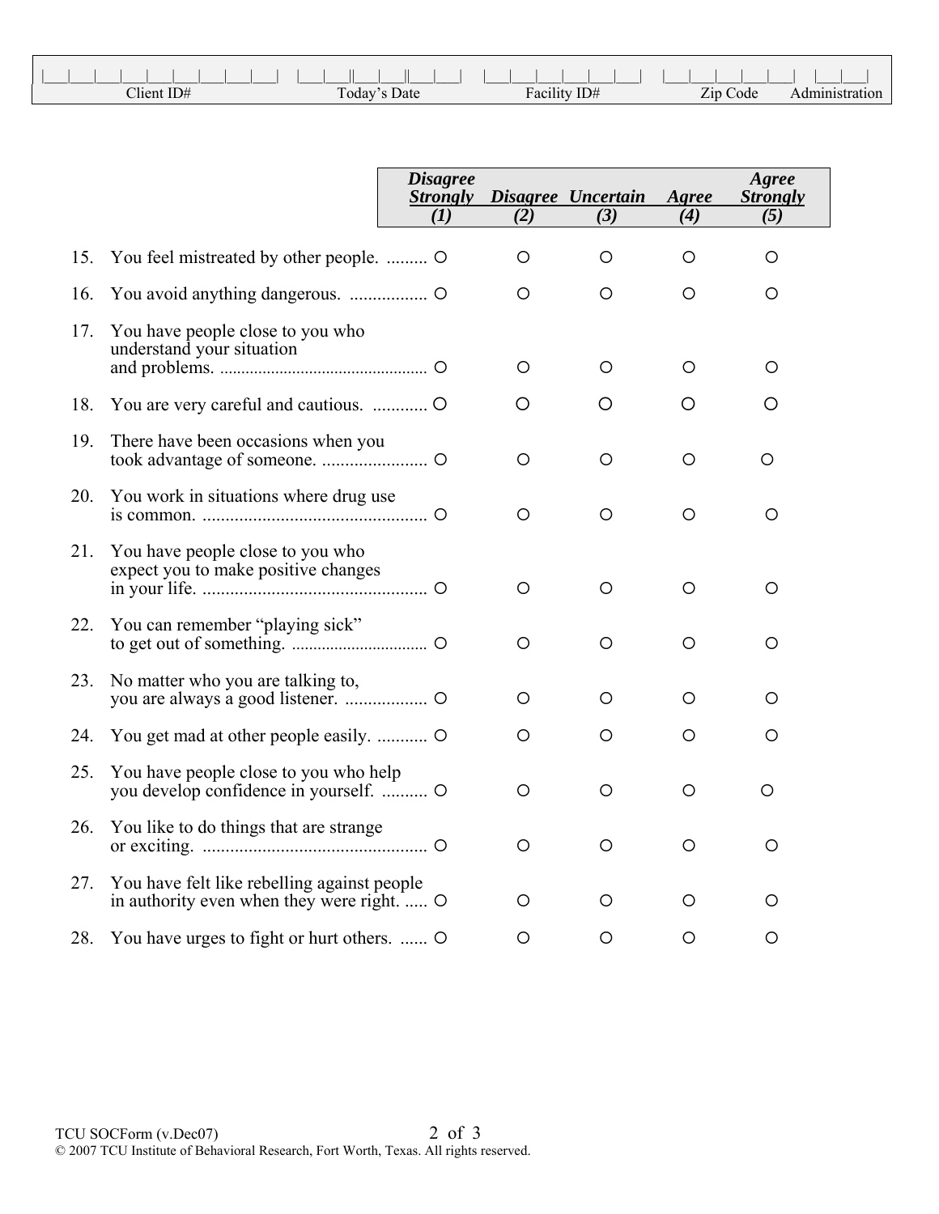| Client ID# | Today's Date | Facility ID# | Zip Code | Administration |
|---|---|---|---|---|
| \|\_\_\_\|\_\_\_\|\_\_\_\|\_\_\_\|\_\_\_\|\_\_\_\|\_\_\_\|\_\_\_\|\_\_\_\| | \|\_\_\_\|\_\_\_\|\|\_\_\_\|\_\_\_\|\|\_\_\_\|\_\_\_\| | \|\_\_\_\|\_\_\_\|\_\_\_\|\_\_\_\|\_\_\_\|\_\_\_\| | \|\_\_\_\|\_\_\_\|\_\_\_\|\_\_\_\|\_\_\_\| | \|\_\_\_\|\_\_\_\| |

| | Disagree Strongly (1) | Disagree (2) | Uncertain (3) | Agree (4) | Agree Strongly (5) |
|---|---|---|---|---|---|
| 15. You feel mistreated by other people. | O | O | O | O | O |
| 16. You avoid anything dangerous. | O | O | O | O | O |
| 17. You have people close to you who understand your situation and problems. | O | O | O | O | O |
| 18. You are very careful and cautious. | O | O | O | O | O |
| 19. There have been occasions when you took advantage of someone. | O | O | O | O | O |
| 20. You work in situations where drug use is common. | O | O | O | O | O |
| 21. You have people close to you who expect you to make positive changes in your life. | O | O | O | O | O |
| 22. You can remember "playing sick" to get out of something. | O | O | O | O | O |
| 23. No matter who you are talking to, you are always a good listener. | O | O | O | O | O |
| 24. You get mad at other people easily. | O | O | O | O | O |
| 25. You have people close to you who help you develop confidence in yourself. | O | O | O | O | O |
| 26. You like to do things that are strange or exciting. | O | O | O | O | O |
| 27. You have felt like rebelling against people in authority even when they were right. | O | O | O | O | O |
| 28. You have urges to fight or hurt others. | O | O | O | O | O |

TCU SOCForm (v.Dec07)

© 2007 TCU Institute of Behavioral Research, Fort Worth, Texas. All rights reserved.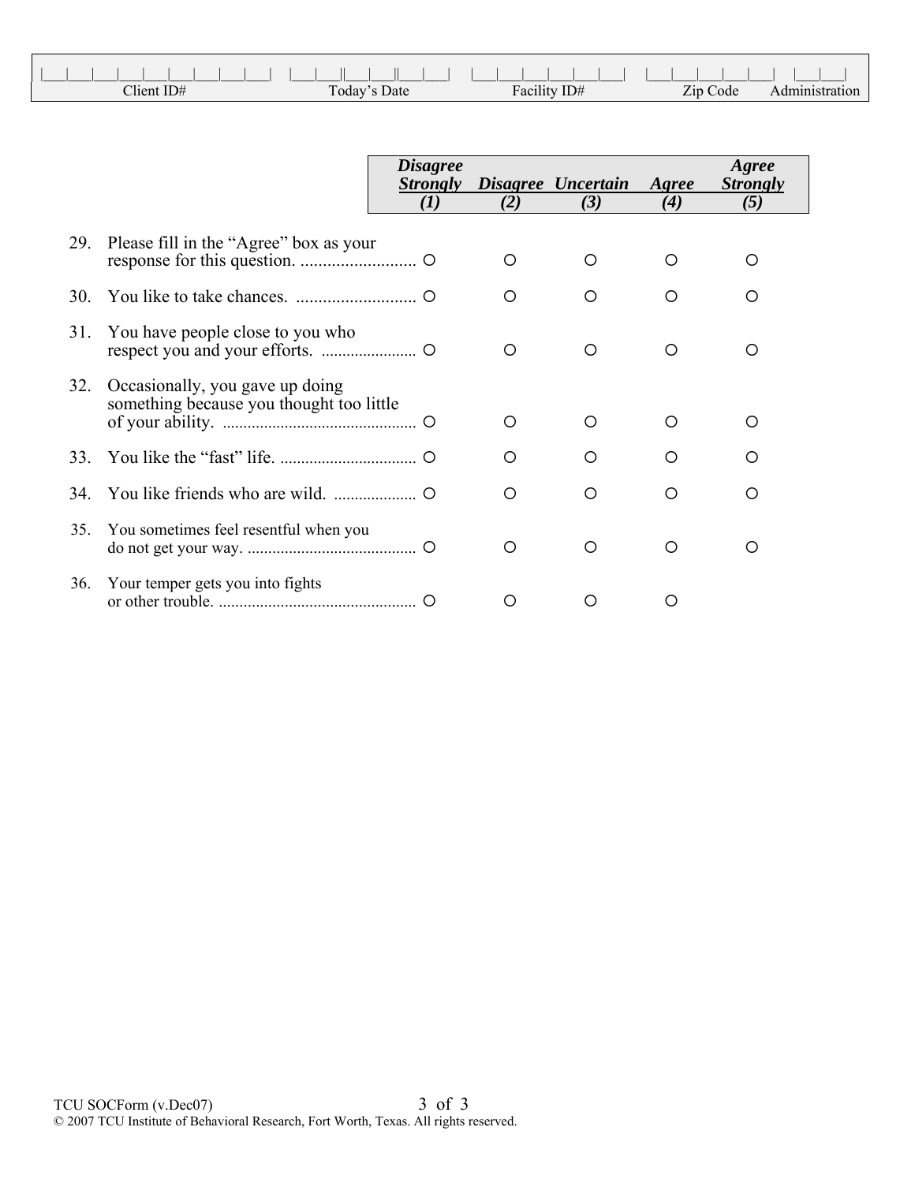| | | | | |
|---|---|---|---|---|
| Client ID# | Today's Date | Facility ID# | Zip Code | Administration |

| | *Disagree Strongly (1)* | *Disagree (2)* | *Uncertain (3)* | *Agree (4)* | *Agree Strongly (5)* |
|---|---|---|---|---|---|
| 29. Please fill in the "Agree" box as your response for this question. | ○ | ○ | ○ | ○ | ○ |
| 30. You like to take chances. | ○ | ○ | ○ | ○ | ○ |
| 31. You have people close to you who respect you and your efforts. | ○ | ○ | ○ | ○ | ○ |
| 32. Occasionally, you gave up doing something because you thought too little of your ability. | ○ | ○ | ○ | ○ | ○ |
| 33. You like the "fast" life. | ○ | ○ | ○ | ○ | ○ |
| 34. You like friends who are wild. | ○ | ○ | ○ | ○ | ○ |
| 35. You sometimes feel resentful when you do not get your way. | ○ | ○ | ○ | ○ | ○ |
| 36. Your temper gets you into fights or other trouble. | ○ | ○ | ○ | ○ | |

TCU SOCForm (v.Dec07)
© 2007 TCU Institute of Behavioral Research, Fort Worth, Texas. All rights reserved.